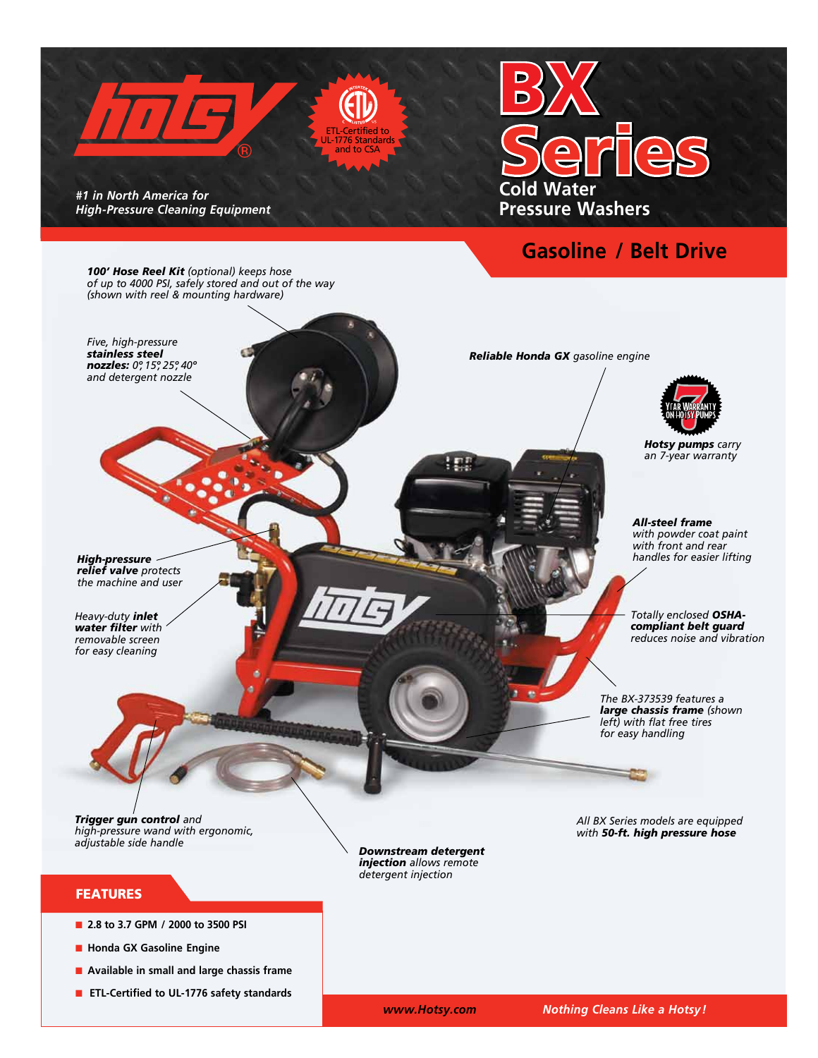# hotsy®

*#1 in North America for High-Pressure Cleaning Equipment*

ETL-Certified to UL-1776 Standards and to CSA

# BX Series

## Cold Water Pressure Washers

## Gasoline / Belt Drive

***100' Hose Reel Kit*** *(optional) keeps hose of up to 4000 PSI, safely stored and out of the way (shown with reel & mounting hardware)*

*Five, high-pressure* ***stainless steel nozzles:*** *0°, 15°, 25°, 40° and detergent nozzle*

***Reliable Honda GX*** *gasoline engine*

7 YEAR WARRANTY ON HOTSY PUMPS

***Hotsy pumps*** *carry an 7-year warranty*

***All-steel frame*** *with powder coat paint with front and rear handles for easier lifting*

***High-pressure relief valve*** *protects the machine and user*

*Heavy-duty* ***inlet water filter*** *with removable screen for easy cleaning*

*Totally enclosed* ***OSHA-compliant belt guard*** *reduces noise and vibration*

*The BX-373539 features a* ***large chassis frame*** *(shown left) with flat free tires for easy handling*

***Trigger gun control*** *and high-pressure wand with ergonomic, adjustable side handle*

***Downstream detergent injection*** *allows remote detergent injection*

*All BX Series models are equipped with* ***50-ft. high pressure hose***

## FEATURES

- **2.8 to 3.7 GPM / 2000 to 3500 PSI**
- **Honda GX Gasoline Engine**
- **Available in small and large chassis frame**
- **ETL-Certified to UL-1776 safety standards**

*www.Hotsy.com* *Nothing Cleans Like a Hotsy!*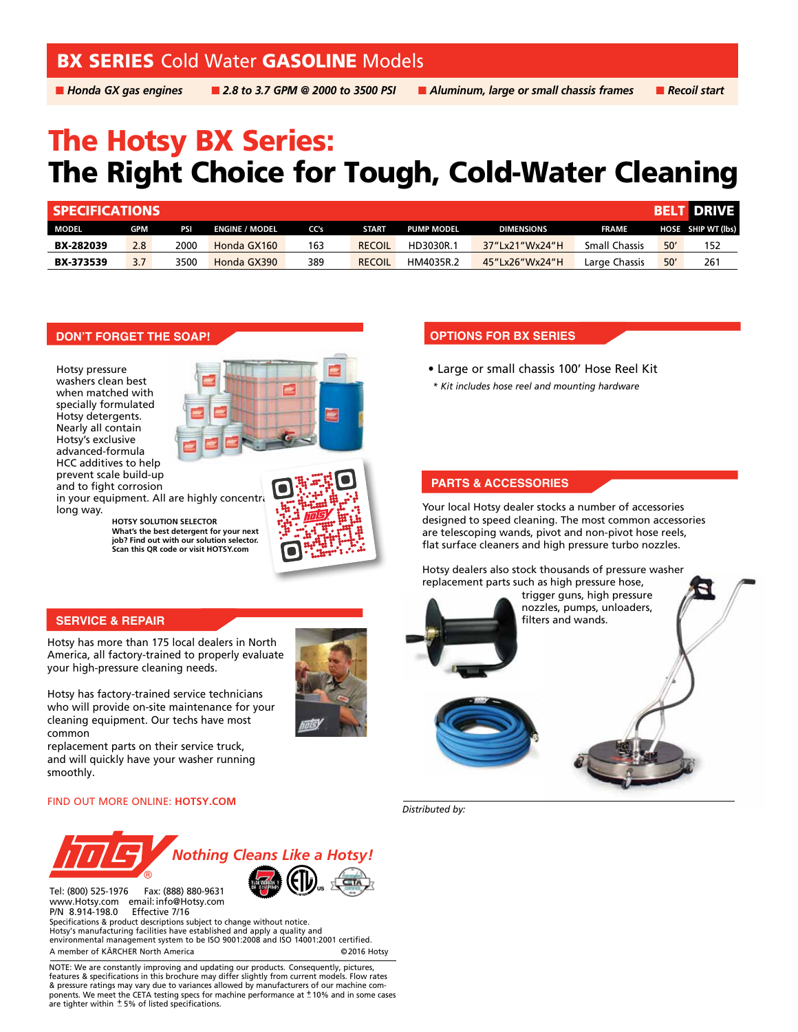## BX SERIES Cold Water GASOLINE Models

- Honda GX gas engines
- 2.8 to 3.7 GPM @ 2000 to 3500 PSI
- Aluminum, large or small chassis frames
- Recoil start

# The Hotsy BX Series:
# The Right Choice for Tough, Cold-Water Cleaning

**SPECIFICATIONS** — **BELT DRIVE**

| MODEL | GPM | PSI | ENGINE / MODEL | CC's | START | PUMP MODEL | DIMENSIONS | FRAME | HOSE | SHIP WT (lbs) |
|---|---|---|---|---|---|---|---|---|---|---|
| **BX-282039** | 2.8 | 2000 | Honda GX160 | 163 | RECOIL | HD3030R.1 | 37"Lx21"Wx24"H | Small Chassis | 50' | 152 |
| **BX-373539** | 3.7 | 3500 | Honda GX390 | 389 | RECOIL | HM4035R.2 | 45"Lx26"Wx24"H | Large Chassis | 50' | 261 |

### DON'T FORGET THE SOAP!

Hotsy pressure washers clean best when matched with specially formulated Hotsy detergents. Nearly all contain Hotsy's exclusive advanced-formula HCC additives to help prevent scale build-up and to fight corrosion in your equipment. All are highly concentrated, so a little goes a long way.

**HOTSY SOLUTION SELECTOR**
**What's the best detergent for your next job? Find out with our solution selector. Scan this QR code or visit HOTSY.com**

### SERVICE & REPAIR

Hotsy has more than 175 local dealers in North America, all factory-trained to properly evaluate your high-pressure cleaning needs.

Hotsy has factory-trained service technicians who will provide on-site maintenance for your cleaning equipment. Our techs have most common replacement parts on their service truck, and will quickly have your washer running smoothly.

FIND OUT MORE ONLINE: **HOTSY.COM**

### OPTIONS FOR BX SERIES

- Large or small chassis 100' Hose Reel Kit

*\* Kit includes hose reel and mounting hardware*

### PARTS & ACCESSORIES

Your local Hotsy dealer stocks a number of accessories designed to speed cleaning. The most common accessories are telescoping wands, pivot and non-pivot hose reels, flat surface cleaners and high pressure turbo nozzles.

Hotsy dealers also stock thousands of pressure washer replacement parts such as high pressure hose, trigger guns, high pressure nozzles, pumps, unloaders, filters and wands.

*Distributed by:*

*Nothing Cleans Like a Hotsy!*

Tel: (800) 525-1976 Fax: (888) 880-9631
www.Hotsy.com email: info@Hotsy.com
P/N 8.914-198.0 Effective 7/16
Specifications & product descriptions subject to change without notice.
Hotsy's manufacturing facilities have established and apply a quality and environmental management system to be ISO 9001:2008 and ISO 14001:2001 certified.
A member of KÄRCHER North America ©2016 Hotsy

NOTE: We are constantly improving and updating our products. Consequently, pictures, features & specifications in this brochure may differ slightly from current models. Flow rates & pressure ratings may vary due to variances allowed by manufacturers of our machine components. We meet the CETA testing specs for machine performance at ±10% and in some cases are tighter within ±5% of listed specifications.